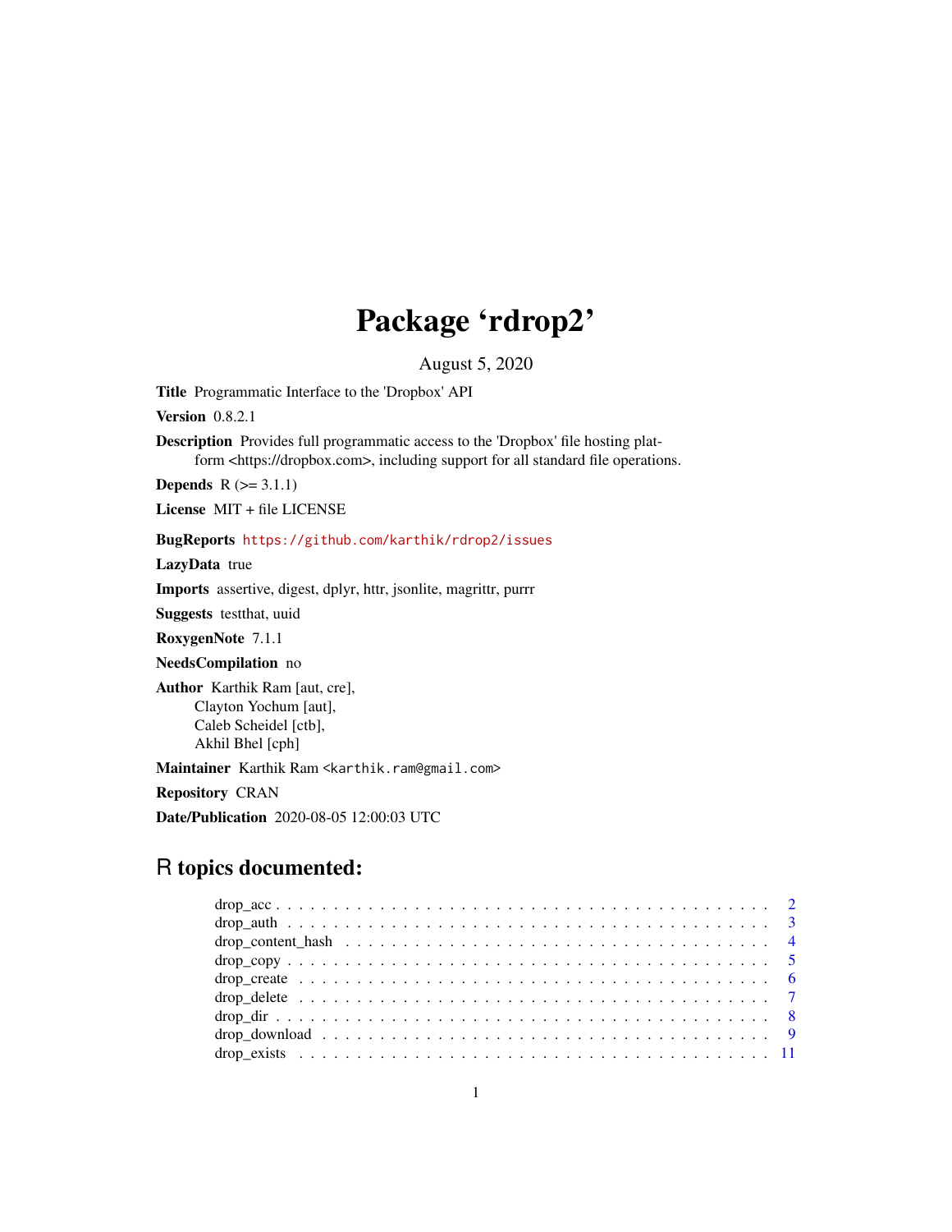# Package 'rdrop2'

August 5, 2020

**Title** Programmatic Interface to the 'Dropbox' API

**Version** 0.8.2.1

**Description** Provides full programmatic access to the 'Dropbox' file hosting platform <https://dropbox.com>, including support for all standard file operations.

**Depends** R (>= 3.1.1)

**License** MIT + file LICENSE

**BugReports** https://github.com/karthik/rdrop2/issues

**LazyData** true

**Imports** assertive, digest, dplyr, httr, jsonlite, magrittr, purrr

**Suggests** testthat, uuid

**RoxygenNote** 7.1.1

**NeedsCompilation** no

**Author** Karthik Ram [aut, cre],
Clayton Yochum [aut],
Caleb Scheidel [ctb],
Akhil Bhel [cph]

**Maintainer** Karthik Ram <karthik.ram@gmail.com>

**Repository** CRAN

**Date/Publication** 2020-08-05 12:00:03 UTC

## R topics documented:

- drop_acc . . . . . . . . . . . . . . . . . . . . . . . . . . . . . . . . . . . . . . . . 2
- drop_auth . . . . . . . . . . . . . . . . . . . . . . . . . . . . . . . . . . . . . . . . 3
- drop_content_hash . . . . . . . . . . . . . . . . . . . . . . . . . . . . . . . . . . . . 4
- drop_copy . . . . . . . . . . . . . . . . . . . . . . . . . . . . . . . . . . . . . . . . 5
- drop_create . . . . . . . . . . . . . . . . . . . . . . . . . . . . . . . . . . . . . . . 6
- drop_delete . . . . . . . . . . . . . . . . . . . . . . . . . . . . . . . . . . . . . . . 7
- drop_dir . . . . . . . . . . . . . . . . . . . . . . . . . . . . . . . . . . . . . . . . . 8
- drop_download . . . . . . . . . . . . . . . . . . . . . . . . . . . . . . . . . . . . . 9
- drop_exists . . . . . . . . . . . . . . . . . . . . . . . . . . . . . . . . . . . . . . . 11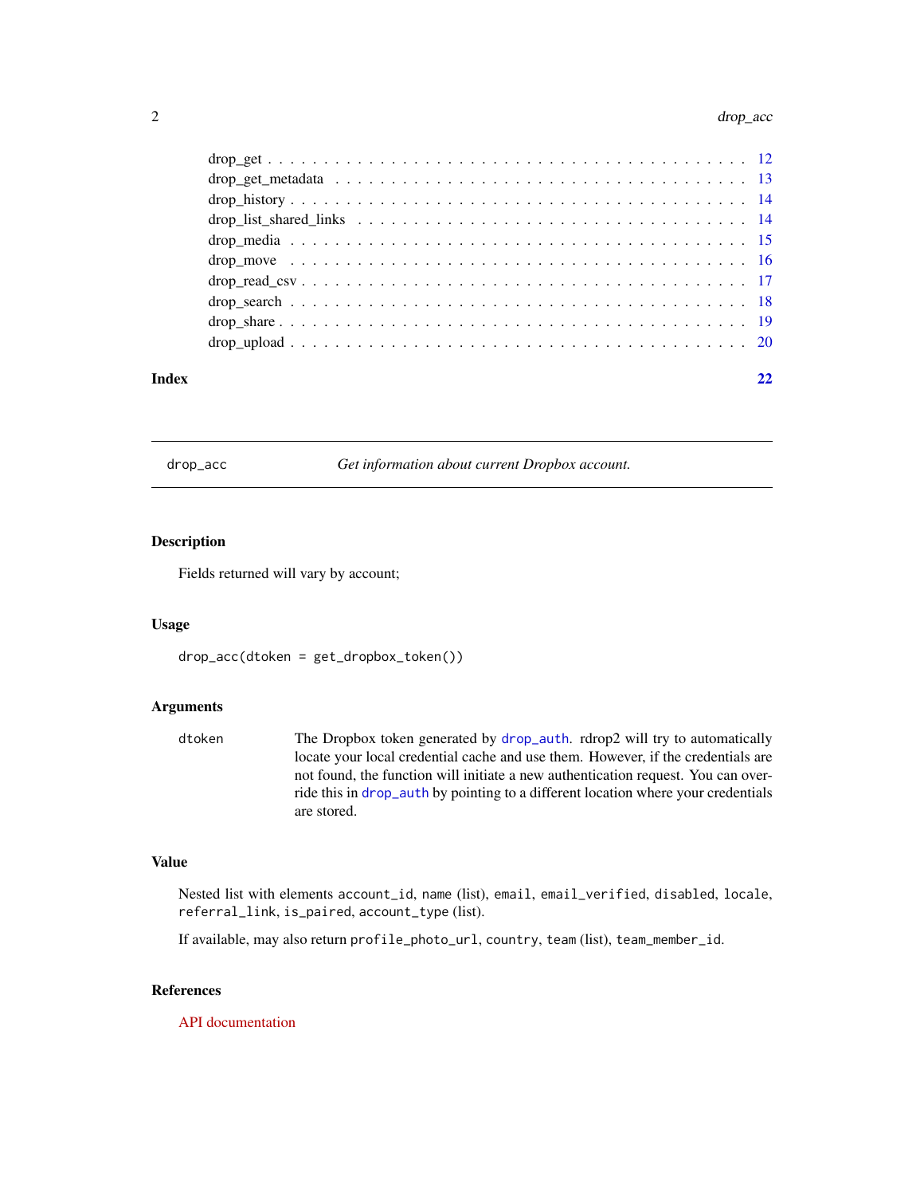drop_get . . . . . . . . . . . . . . . . . . . . . . . . . . . . . . . . . . . . . . . . . . 12
drop_get_metadata . . . . . . . . . . . . . . . . . . . . . . . . . . . . . . . . . . . . . 13
drop_history . . . . . . . . . . . . . . . . . . . . . . . . . . . . . . . . . . . . . . . . . 14
drop_list_shared_links . . . . . . . . . . . . . . . . . . . . . . . . . . . . . . . . . . . 14
drop_media . . . . . . . . . . . . . . . . . . . . . . . . . . . . . . . . . . . . . . . . . 15
drop_move . . . . . . . . . . . . . . . . . . . . . . . . . . . . . . . . . . . . . . . . . 16
drop_read_csv . . . . . . . . . . . . . . . . . . . . . . . . . . . . . . . . . . . . . . . 17
drop_search . . . . . . . . . . . . . . . . . . . . . . . . . . . . . . . . . . . . . . . . 18
drop_share . . . . . . . . . . . . . . . . . . . . . . . . . . . . . . . . . . . . . . . . . 19
drop_upload . . . . . . . . . . . . . . . . . . . . . . . . . . . . . . . . . . . . . . . . 20

**Index** **22**

---

`drop_acc` *Get information about current Dropbox account.*

---

### Description

Fields returned will vary by account;

### Usage

```
drop_acc(dtoken = get_dropbox_token())
```

### Arguments

| | |
|---|---|
| dtoken | The Dropbox token generated by `drop_auth`. rdrop2 will try to automatically locate your local credential cache and use them. However, if the credentials are not found, the function will initiate a new authentication request. You can override this in `drop_auth` by pointing to a different location where your credentials are stored. |

### Value

Nested list with elements `account_id`, `name` (list), `email`, `email_verified`, `disabled`, `locale`, `referral_link`, `is_paired`, `account_type` (list).

If available, may also return `profile_photo_url`, `country`, `team` (list), `team_member_id`.

### References

API documentation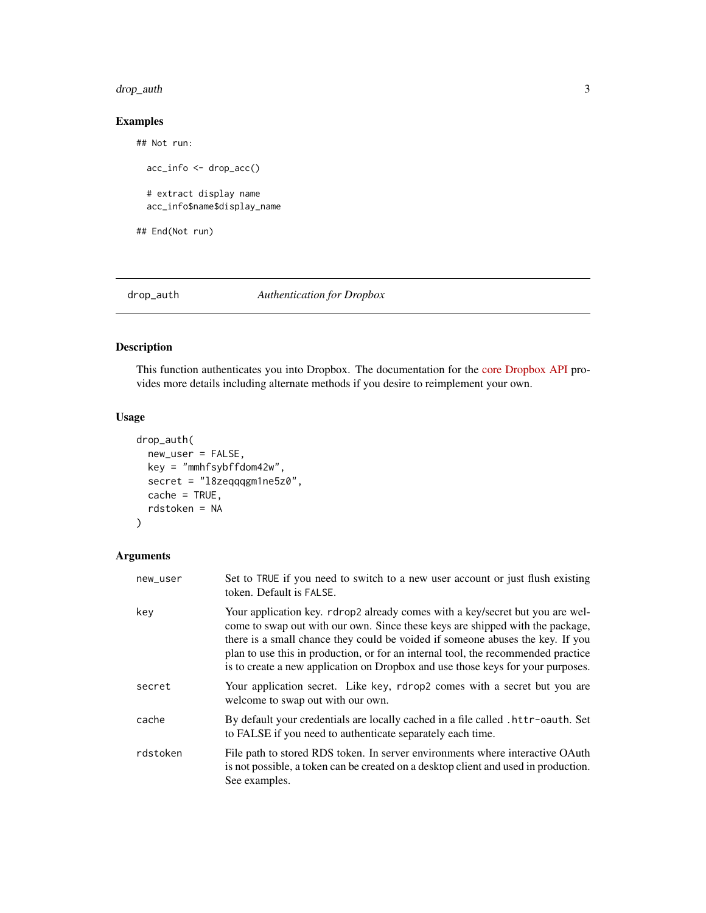## Examples

```
## Not run:

  acc_info <- drop_acc()

  # extract display name
  acc_info$name$display_name

## End(Not run)
```

---

## drop_auth — *Authentication for Dropbox*

### Description

This function authenticates you into Dropbox. The documentation for the core Dropbox API provides more details including alternate methods if you desire to reimplement your own.

### Usage

```
drop_auth(
  new_user = FALSE,
  key = "mmhfsybffdom42w",
  secret = "l8zeqqqgm1ne5z0",
  cache = TRUE,
  rdstoken = NA
)
```

### Arguments

| Argument | Description |
|---|---|
| new_user | Set to `TRUE` if you need to switch to a new user account or just flush existing token. Default is `FALSE`. |
| key | Your application key. `rdrop2` already comes with a key/secret but you are welcome to swap out with our own. Since these keys are shipped with the package, there is a small chance they could be voided if someone abuses the key. If you plan to use this in production, or for an internal tool, the recommended practice is to create a new application on Dropbox and use those keys for your purposes. |
| secret | Your application secret. Like key, `rdrop2` comes with a secret but you are welcome to swap out with our own. |
| cache | By default your credentials are locally cached in a file called `.httr-oauth`. Set to FALSE if you need to authenticate separately each time. |
| rdstoken | File path to stored RDS token. In server environments where interactive OAuth is not possible, a token can be created on a desktop client and used in production. See examples. |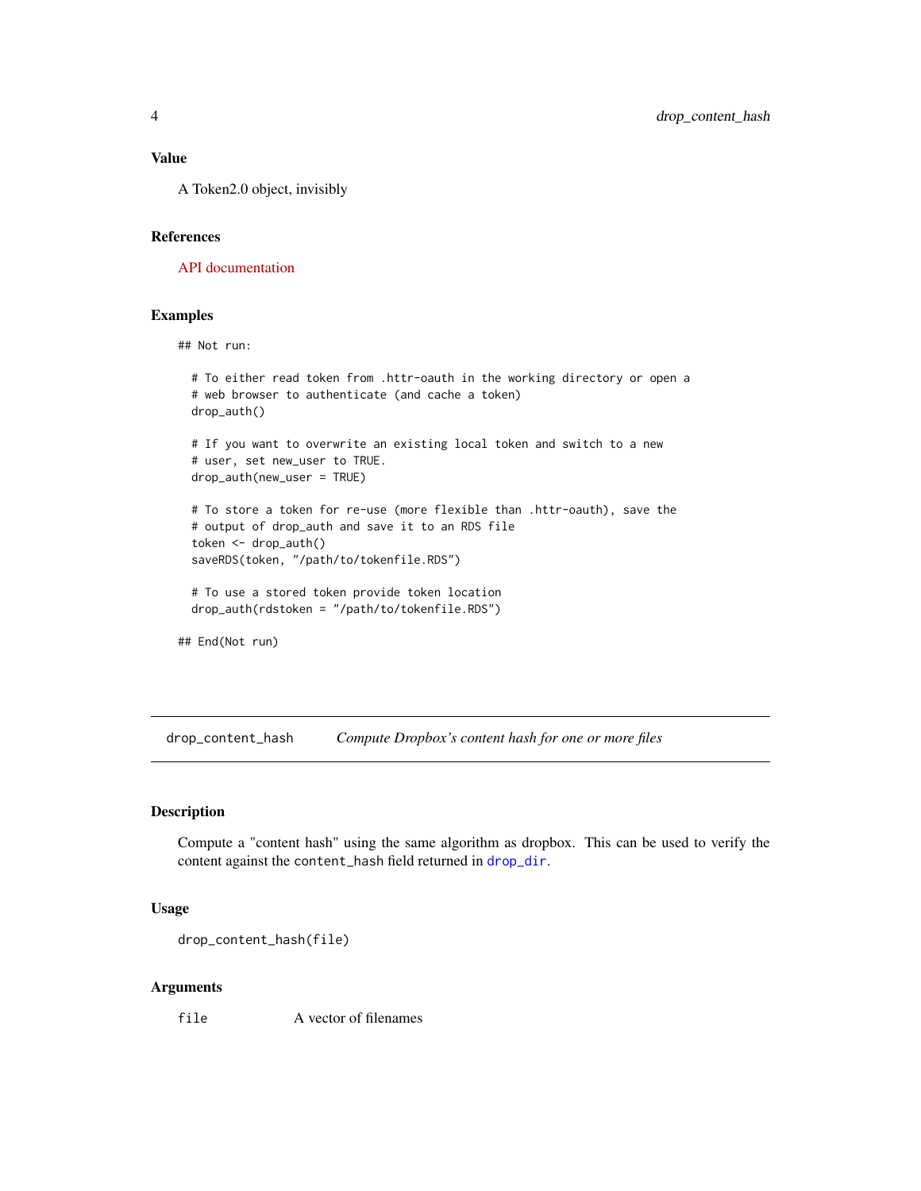### Value

A Token2.0 object, invisibly

### References

API documentation

### Examples

```
## Not run:

  # To either read token from .httr-oauth in the working directory or open a
  # web browser to authenticate (and cache a token)
  drop_auth()

  # If you want to overwrite an existing local token and switch to a new
  # user, set new_user to TRUE.
  drop_auth(new_user = TRUE)

  # To store a token for re-use (more flexible than .httr-oauth), save the
  # output of drop_auth and save it to an RDS file
  token <- drop_auth()
  saveRDS(token, "/path/to/tokenfile.RDS")

  # To use a stored token provide token location
  drop_auth(rdstoken = "/path/to/tokenfile.RDS")

## End(Not run)
```

---

## drop_content_hash — *Compute Dropbox's content hash for one or more files*

### Description

Compute a "content hash" using the same algorithm as dropbox. This can be used to verify the content against the `content_hash` field returned in `drop_dir`.

### Usage

```
drop_content_hash(file)
```

### Arguments

| | |
|---|---|
| `file` | A vector of filenames |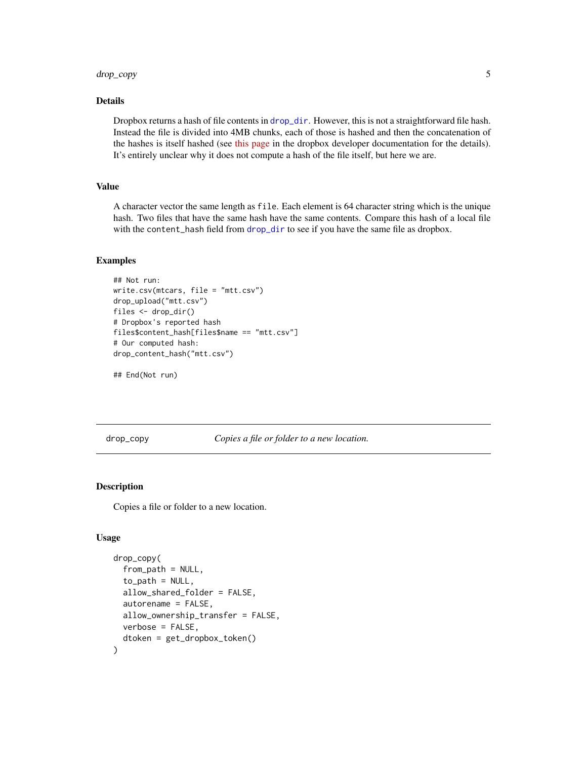### Details

Dropbox returns a hash of file contents in `drop_dir`. However, this is not a straightforward file hash. Instead the file is divided into 4MB chunks, each of those is hashed and then the concatenation of the hashes is itself hashed (see this page in the dropbox developer documentation for the details). It's entirely unclear why it does not compute a hash of the file itself, but here we are.

### Value

A character vector the same length as `file`. Each element is 64 character string which is the unique hash. Two files that have the same hash have the same contents. Compare this hash of a local file with the `content_hash` field from `drop_dir` to see if you have the same file as dropbox.

### Examples

```
## Not run:
write.csv(mtcars, file = "mtt.csv")
drop_upload("mtt.csv")
files <- drop_dir()
# Dropbox's reported hash
files$content_hash[files$name == "mtt.csv"]
# Our computed hash:
drop_content_hash("mtt.csv")

## End(Not run)
```

---

## drop_copy — *Copies a file or folder to a new location.*

### Description

Copies a file or folder to a new location.

### Usage

```
drop_copy(
  from_path = NULL,
  to_path = NULL,
  allow_shared_folder = FALSE,
  autorename = FALSE,
  allow_ownership_transfer = FALSE,
  verbose = FALSE,
  dtoken = get_dropbox_token()
)
```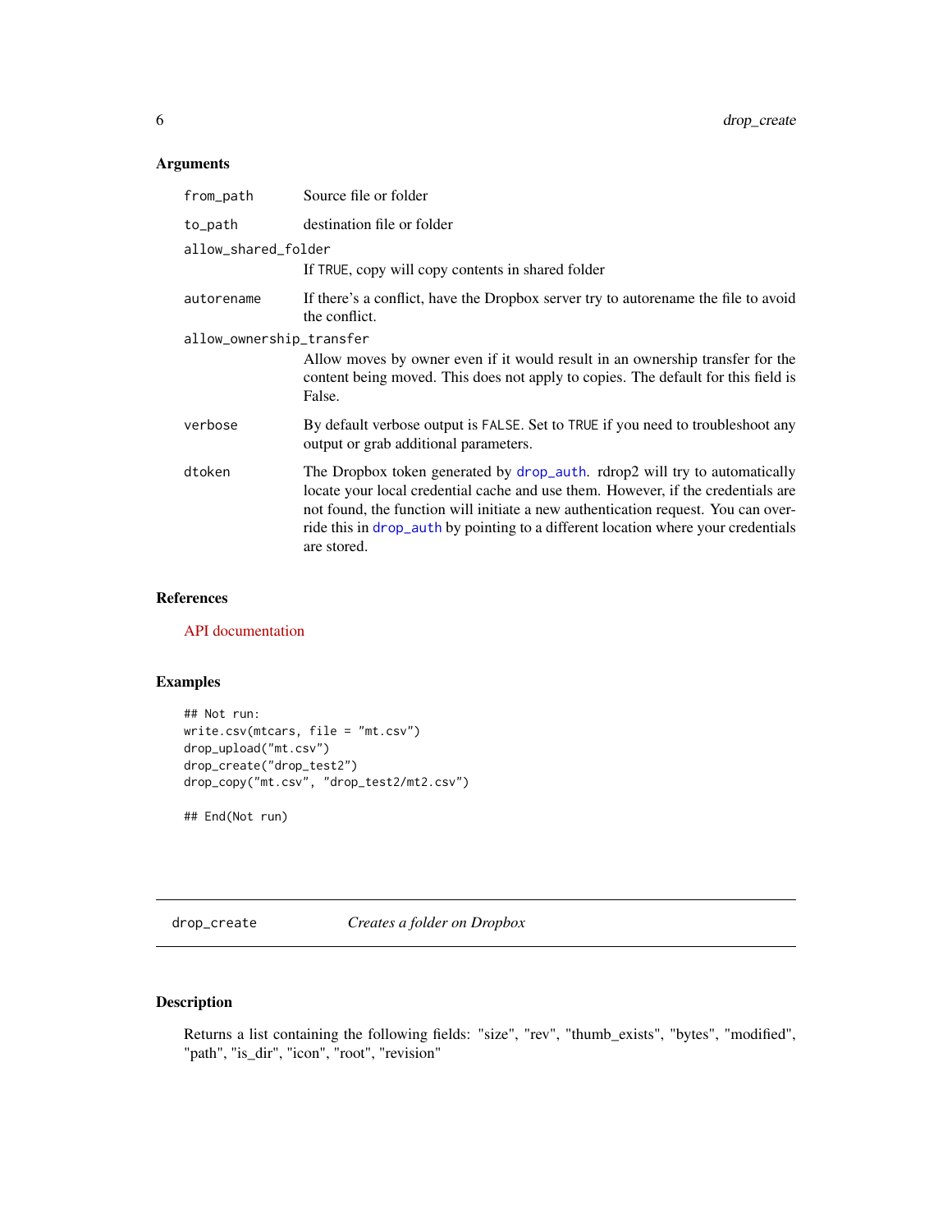### Arguments

| | |
|---|---|
| `from_path` | Source file or folder |
| `to_path` | destination file or folder |
| `allow_shared_folder` | If TRUE, copy will copy contents in shared folder |
| `autorename` | If there's a conflict, have the Dropbox server try to autorename the file to avoid the conflict. |
| `allow_ownership_transfer` | Allow moves by owner even if it would result in an ownership transfer for the content being moved. This does not apply to copies. The default for this field is False. |
| `verbose` | By default verbose output is FALSE. Set to TRUE if you need to troubleshoot any output or grab additional parameters. |
| `dtoken` | The Dropbox token generated by drop_auth. rdrop2 will try to automatically locate your local credential cache and use them. However, if the credentials are not found, the function will initiate a new authentication request. You can override this in drop_auth by pointing to a different location where your credentials are stored. |

### References

API documentation

### Examples

```
## Not run:
write.csv(mtcars, file = "mt.csv")
drop_upload("mt.csv")
drop_create("drop_test2")
drop_copy("mt.csv", "drop_test2/mt2.csv")

## End(Not run)
```

---

## drop_create    *Creates a folder on Dropbox*

---

### Description

Returns a list containing the following fields: "size", "rev", "thumb_exists", "bytes", "modified", "path", "is_dir", "icon", "root", "revision"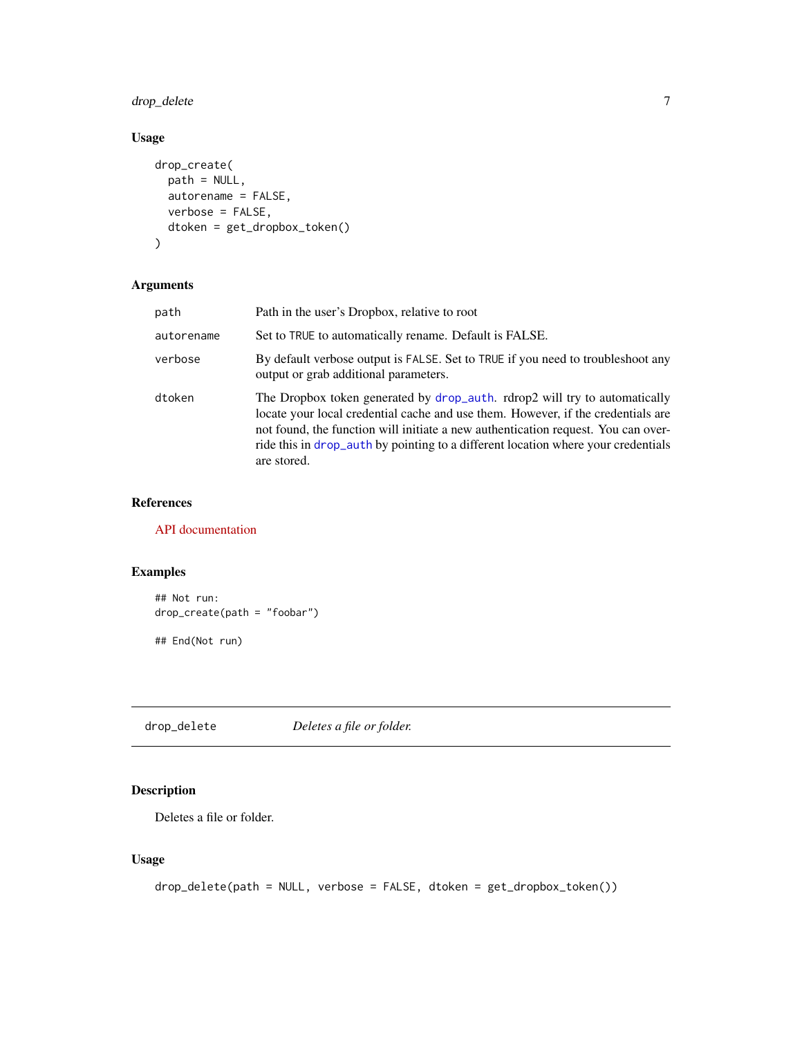### Usage

```
drop_create(
  path = NULL,
  autorename = FALSE,
  verbose = FALSE,
  dtoken = get_dropbox_token()
)
```

### Arguments

| | |
|---|---|
| path | Path in the user's Dropbox, relative to root |
| autorename | Set to TRUE to automatically rename. Default is FALSE. |
| verbose | By default verbose output is FALSE. Set to TRUE if you need to troubleshoot any output or grab additional parameters. |
| dtoken | The Dropbox token generated by drop_auth. rdrop2 will try to automatically locate your local credential cache and use them. However, if the credentials are not found, the function will initiate a new authentication request. You can override this in drop_auth by pointing to a different location where your credentials are stored. |

### References

API documentation

### Examples

```
## Not run:
drop_create(path = "foobar")

## End(Not run)
```

---

## drop_delete    *Deletes a file or folder.*

---

### Description

Deletes a file or folder.

### Usage

```
drop_delete(path = NULL, verbose = FALSE, dtoken = get_dropbox_token())
```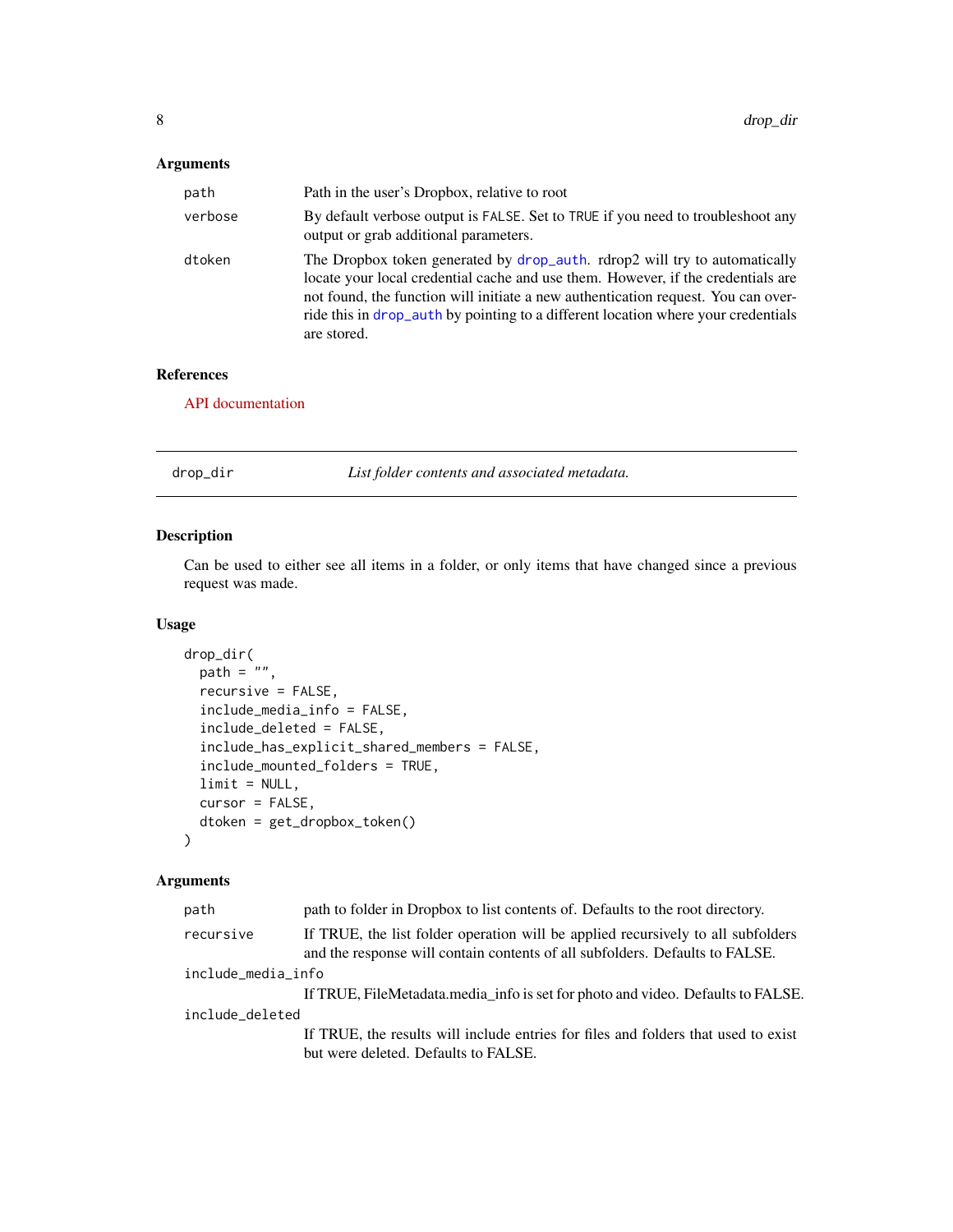### Arguments

| | |
|---|---|
| path | Path in the user's Dropbox, relative to root |
| verbose | By default verbose output is FALSE. Set to TRUE if you need to troubleshoot any output or grab additional parameters. |
| dtoken | The Dropbox token generated by drop_auth. rdrop2 will try to automatically locate your local credential cache and use them. However, if the credentials are not found, the function will initiate a new authentication request. You can override this in drop_auth by pointing to a different location where your credentials are stored. |

### References

API documentation

---

## drop_dir

*List folder contents and associated metadata.*

---

### Description

Can be used to either see all items in a folder, or only items that have changed since a previous request was made.

### Usage

```
drop_dir(
  path = "",
  recursive = FALSE,
  include_media_info = FALSE,
  include_deleted = FALSE,
  include_has_explicit_shared_members = FALSE,
  include_mounted_folders = TRUE,
  limit = NULL,
  cursor = FALSE,
  dtoken = get_dropbox_token()
)
```

### Arguments

| | |
|---|---|
| path | path to folder in Dropbox to list contents of. Defaults to the root directory. |
| recursive | If TRUE, the list folder operation will be applied recursively to all subfolders and the response will contain contents of all subfolders. Defaults to FALSE. |
| include_media_info | If TRUE, FileMetadata.media_info is set for photo and video. Defaults to FALSE. |
| include_deleted | If TRUE, the results will include entries for files and folders that used to exist but were deleted. Defaults to FALSE. |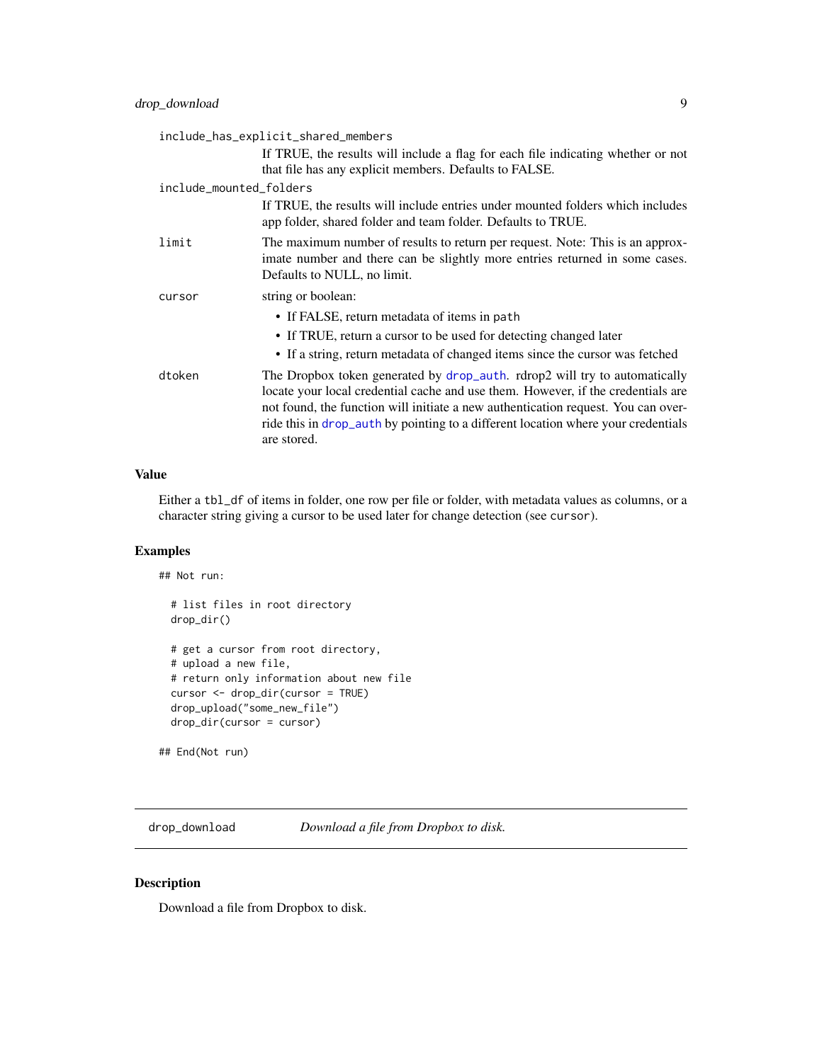`include_has_explicit_shared_members`
: If TRUE, the results will include a flag for each file indicating whether or not that file has any explicit members. Defaults to FALSE.

`include_mounted_folders`
: If TRUE, the results will include entries under mounted folders which includes app folder, shared folder and team folder. Defaults to TRUE.

`limit`
: The maximum number of results to return per request. Note: This is an approximate number and there can be slightly more entries returned in some cases. Defaults to NULL, no limit.

`cursor`
: string or boolean:
  - If FALSE, return metadata of items in `path`
  - If TRUE, return a cursor to be used for detecting changed later
  - If a string, return metadata of changed items since the cursor was fetched

`dtoken`
: The Dropbox token generated by `drop_auth`. rdrop2 will try to automatically locate your local credential cache and use them. However, if the credentials are not found, the function will initiate a new authentication request. You can override this in `drop_auth` by pointing to a different location where your credentials are stored.

### Value

Either a `tbl_df` of items in folder, one row per file or folder, with metadata values as columns, or a character string giving a cursor to be used later for change detection (see `cursor`).

### Examples

```
## Not run:

  # list files in root directory
  drop_dir()

  # get a cursor from root directory,
  # upload a new file,
  # return only information about new file
  cursor <- drop_dir(cursor = TRUE)
  drop_upload("some_new_file")
  drop_dir(cursor = cursor)

## End(Not run)
```

---

## drop_download — *Download a file from Dropbox to disk.*

### Description

Download a file from Dropbox to disk.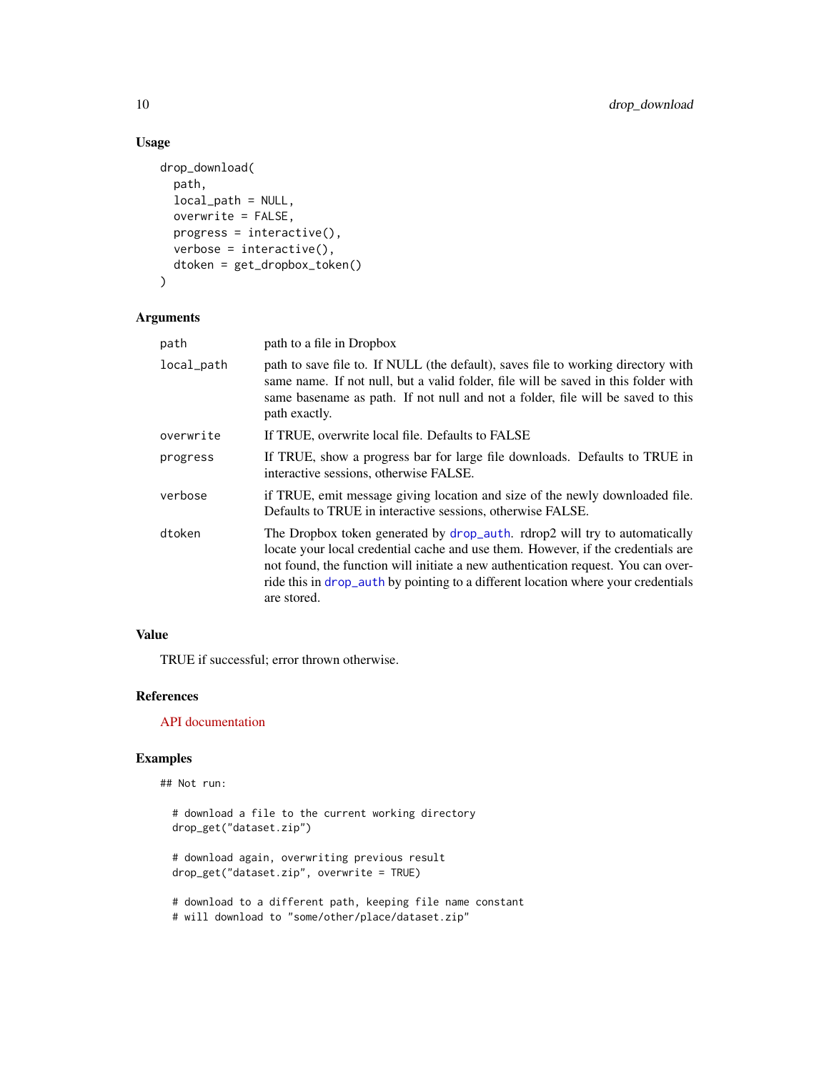### Usage

```
drop_download(
  path,
  local_path = NULL,
  overwrite = FALSE,
  progress = interactive(),
  verbose = interactive(),
  dtoken = get_dropbox_token()
)
```

### Arguments

| | |
|---|---|
| path | path to a file in Dropbox |
| local_path | path to save file to. If NULL (the default), saves file to working directory with same name. If not null, but a valid folder, file will be saved in this folder with same basename as path. If not null and not a folder, file will be saved to this path exactly. |
| overwrite | If TRUE, overwrite local file. Defaults to FALSE |
| progress | If TRUE, show a progress bar for large file downloads. Defaults to TRUE in interactive sessions, otherwise FALSE. |
| verbose | if TRUE, emit message giving location and size of the newly downloaded file. Defaults to TRUE in interactive sessions, otherwise FALSE. |
| dtoken | The Dropbox token generated by drop_auth. rdrop2 will try to automatically locate your local credential cache and use them. However, if the credentials are not found, the function will initiate a new authentication request. You can override this in drop_auth by pointing to a different location where your credentials are stored. |

### Value

TRUE if successful; error thrown otherwise.

### References

API documentation

### Examples

```
## Not run:

  # download a file to the current working directory
  drop_get("dataset.zip")

  # download again, overwriting previous result
  drop_get("dataset.zip", overwrite = TRUE)

  # download to a different path, keeping file name constant
  # will download to "some/other/place/dataset.zip"
```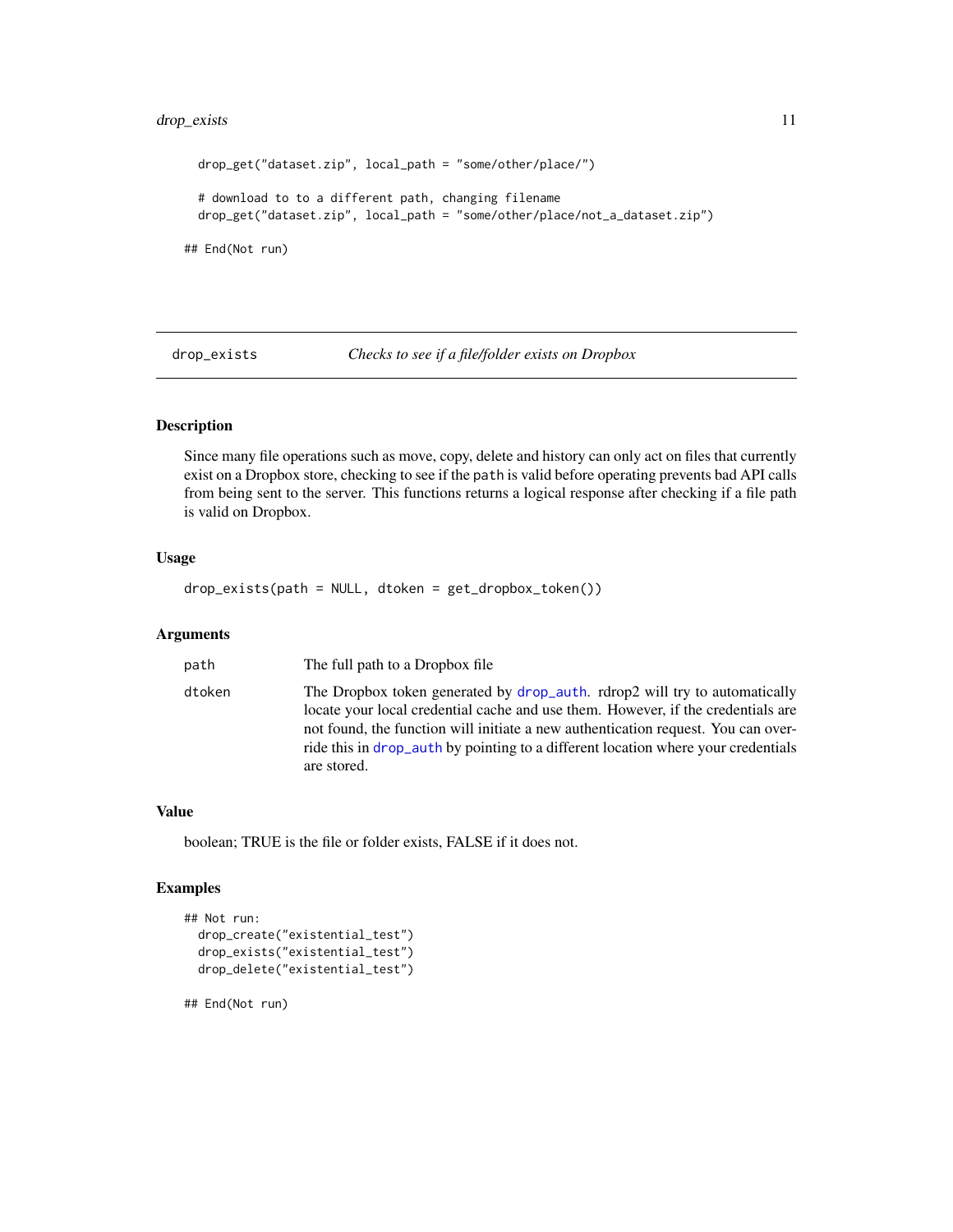```
  drop_get("dataset.zip", local_path = "some/other/place/")

  # download to to a different path, changing filename
  drop_get("dataset.zip", local_path = "some/other/place/not_a_dataset.zip")

## End(Not run)
```

## drop_exists *Checks to see if a file/folder exists on Dropbox*

### Description

Since many file operations such as move, copy, delete and history can only act on files that currently exist on a Dropbox store, checking to see if the `path` is valid before operating prevents bad API calls from being sent to the server. This functions returns a logical response after checking if a file path is valid on Dropbox.

### Usage

```
drop_exists(path = NULL, dtoken = get_dropbox_token())
```

### Arguments

| | |
|---|---|
| `path` | The full path to a Dropbox file |
| `dtoken` | The Dropbox token generated by `drop_auth`. rdrop2 will try to automatically locate your local credential cache and use them. However, if the credentials are not found, the function will initiate a new authentication request. You can override this in `drop_auth` by pointing to a different location where your credentials are stored. |

### Value

boolean; TRUE is the file or folder exists, FALSE if it does not.

### Examples

```
## Not run:
  drop_create("existential_test")
  drop_exists("existential_test")
  drop_delete("existential_test")

## End(Not run)
```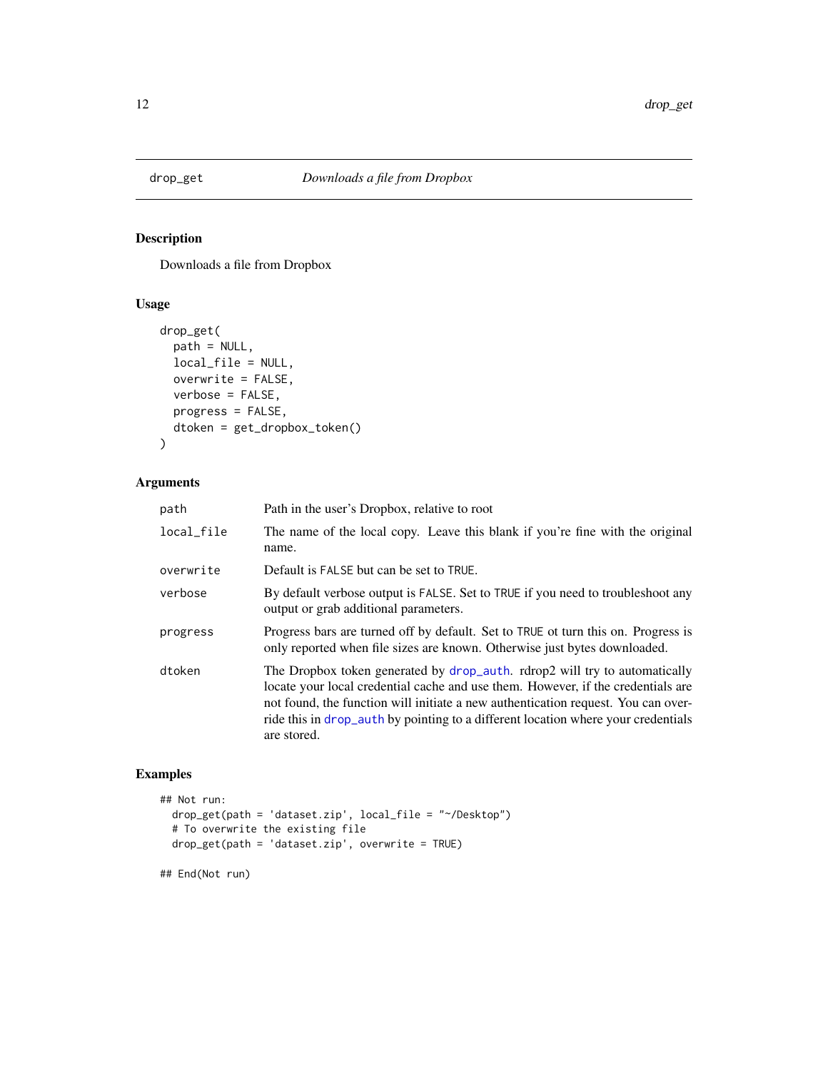# drop_get — *Downloads a file from Dropbox*

## Description

Downloads a file from Dropbox

## Usage

```
drop_get(
  path = NULL,
  local_file = NULL,
  overwrite = FALSE,
  verbose = FALSE,
  progress = FALSE,
  dtoken = get_dropbox_token()
)
```

## Arguments

| | |
|---|---|
| `path` | Path in the user's Dropbox, relative to root |
| `local_file` | The name of the local copy. Leave this blank if you're fine with the original name. |
| `overwrite` | Default is `FALSE` but can be set to `TRUE`. |
| `verbose` | By default verbose output is `FALSE`. Set to `TRUE` if you need to troubleshoot any output or grab additional parameters. |
| `progress` | Progress bars are turned off by default. Set to `TRUE` ot turn this on. Progress is only reported when file sizes are known. Otherwise just bytes downloaded. |
| `dtoken` | The Dropbox token generated by `drop_auth`. rdrop2 will try to automatically locate your local credential cache and use them. However, if the credentials are not found, the function will initiate a new authentication request. You can override this in `drop_auth` by pointing to a different location where your credentials are stored. |

## Examples

```
## Not run:
  drop_get(path = 'dataset.zip', local_file = "~/Desktop")
  # To overwrite the existing file
  drop_get(path = 'dataset.zip', overwrite = TRUE)

## End(Not run)
```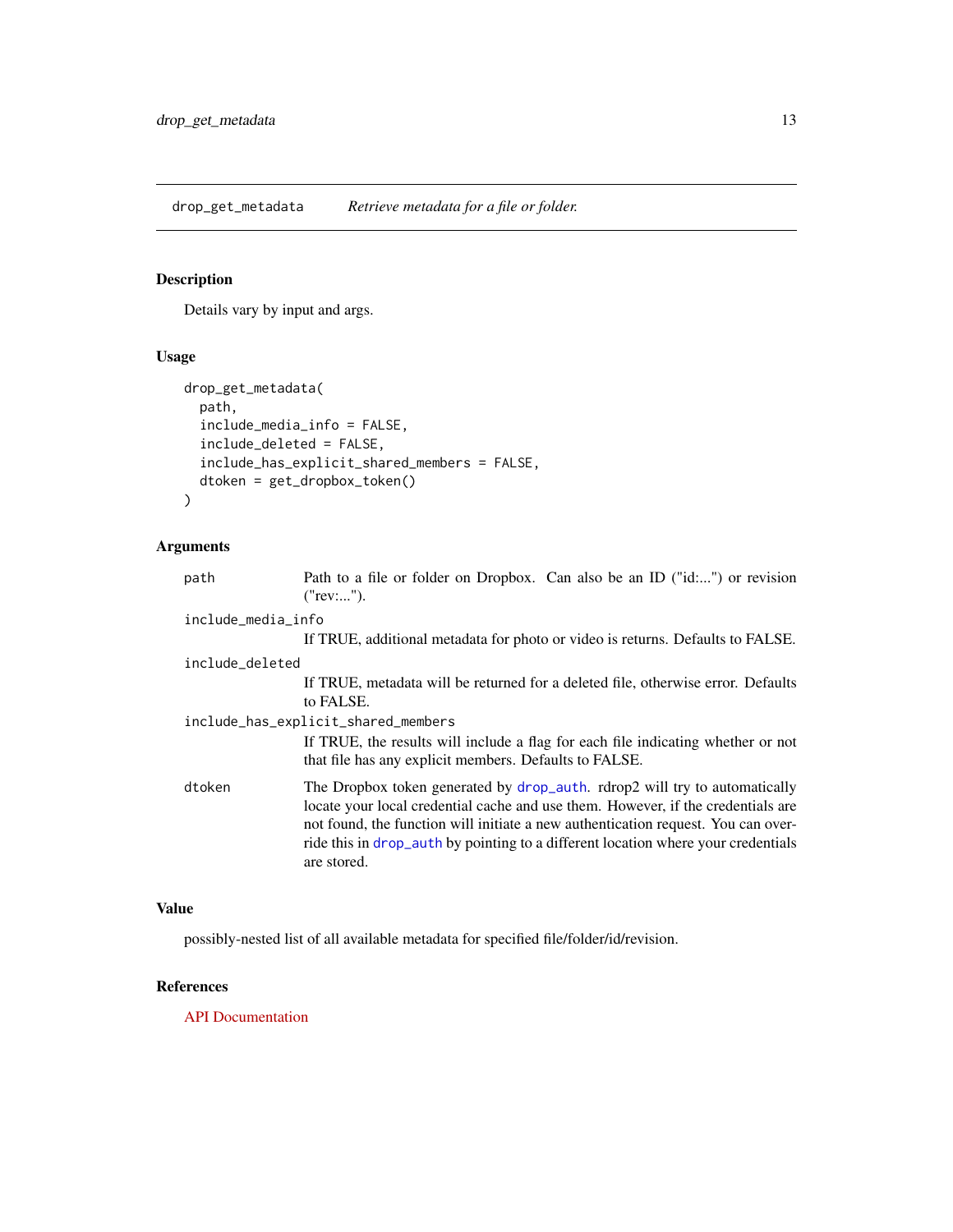## drop_get_metadata — *Retrieve metadata for a file or folder.*

### Description

Details vary by input and args.

### Usage

```
drop_get_metadata(
  path,
  include_media_info = FALSE,
  include_deleted = FALSE,
  include_has_explicit_shared_members = FALSE,
  dtoken = get_dropbox_token()
)
```

### Arguments

| Argument | Description |
|---|---|
| `path` | Path to a file or folder on Dropbox. Can also be an ID ("id:...") or revision ("rev:..."). |
| `include_media_info` | If TRUE, additional metadata for photo or video is returns. Defaults to FALSE. |
| `include_deleted` | If TRUE, metadata will be returned for a deleted file, otherwise error. Defaults to FALSE. |
| `include_has_explicit_shared_members` | If TRUE, the results will include a flag for each file indicating whether or not that file has any explicit members. Defaults to FALSE. |
| `dtoken` | The Dropbox token generated by `drop_auth`. rdrop2 will try to automatically locate your local credential cache and use them. However, if the credentials are not found, the function will initiate a new authentication request. You can override this in `drop_auth` by pointing to a different location where your credentials are stored. |

### Value

possibly-nested list of all available metadata for specified file/folder/id/revision.

### References

API Documentation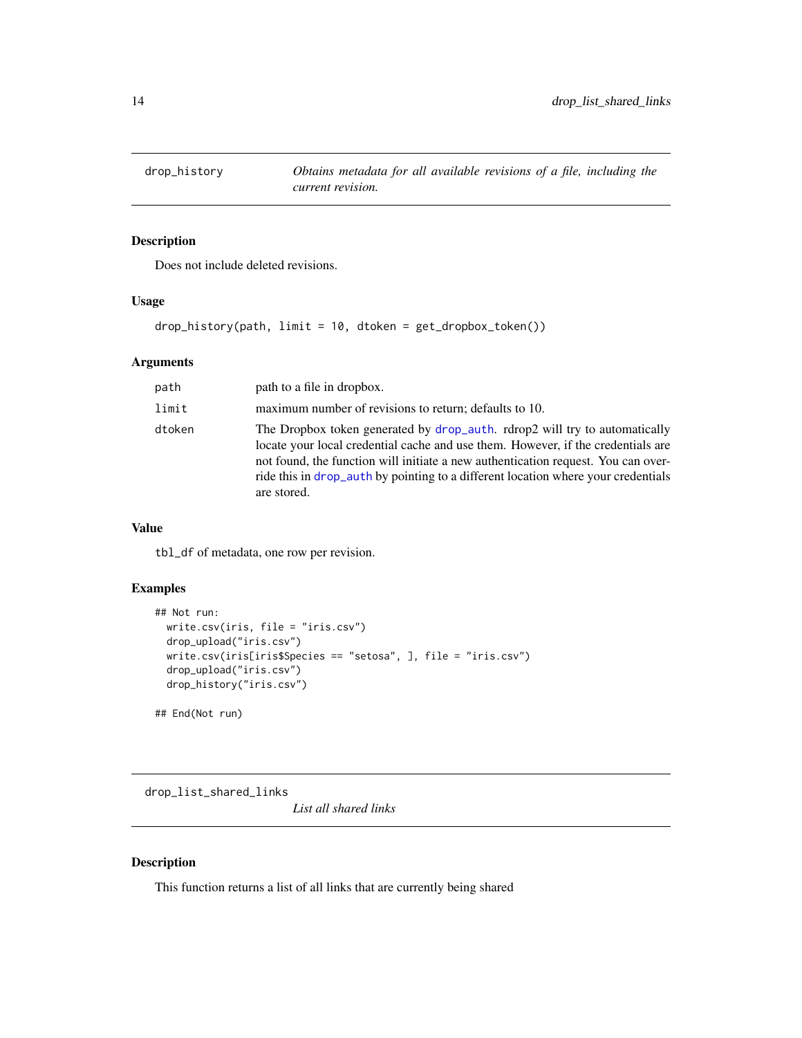## drop_history — *Obtains metadata for all available revisions of a file, including the current revision.*

### Description

Does not include deleted revisions.

### Usage

```
drop_history(path, limit = 10, dtoken = get_dropbox_token())
```

### Arguments

| | |
|---|---|
| path | path to a file in dropbox. |
| limit | maximum number of revisions to return; defaults to 10. |
| dtoken | The Dropbox token generated by drop_auth. rdrop2 will try to automatically locate your local credential cache and use them. However, if the credentials are not found, the function will initiate a new authentication request. You can override this in drop_auth by pointing to a different location where your credentials are stored. |

### Value

tbl_df of metadata, one row per revision.

### Examples

```
## Not run:
  write.csv(iris, file = "iris.csv")
  drop_upload("iris.csv")
  write.csv(iris[iris$Species == "setosa", ], file = "iris.csv")
  drop_upload("iris.csv")
  drop_history("iris.csv")

## End(Not run)
```

## drop_list_shared_links — *List all shared links*

### Description

This function returns a list of all links that are currently being shared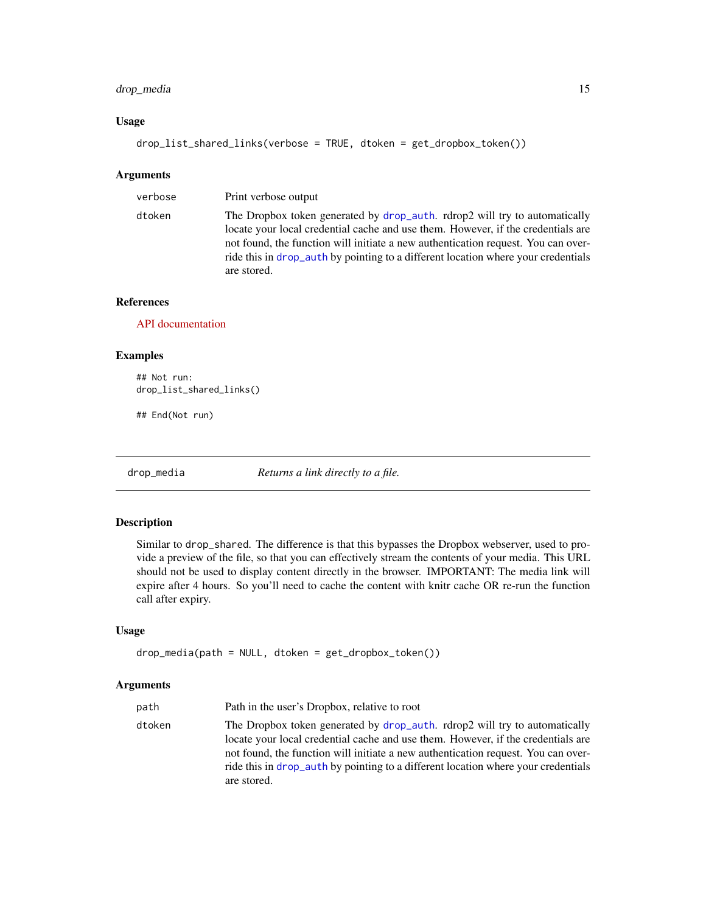### Usage

```
drop_list_shared_links(verbose = TRUE, dtoken = get_dropbox_token())
```

### Arguments

| | |
|---|---|
| verbose | Print verbose output |
| dtoken | The Dropbox token generated by drop_auth. rdrop2 will try to automatically locate your local credential cache and use them. However, if the credentials are not found, the function will initiate a new authentication request. You can override this in drop_auth by pointing to a different location where your credentials are stored. |

### References

API documentation

### Examples

```
## Not run:
drop_list_shared_links()

## End(Not run)
```

---

## drop_media — *Returns a link directly to a file.*

### Description

Similar to drop_shared. The difference is that this bypasses the Dropbox webserver, used to provide a preview of the file, so that you can effectively stream the contents of your media. This URL should not be used to display content directly in the browser. IMPORTANT: The media link will expire after 4 hours. So you'll need to cache the content with knitr cache OR re-run the function call after expiry.

### Usage

```
drop_media(path = NULL, dtoken = get_dropbox_token())
```

### Arguments

| | |
|---|---|
| path | Path in the user's Dropbox, relative to root |
| dtoken | The Dropbox token generated by drop_auth. rdrop2 will try to automatically locate your local credential cache and use them. However, if the credentials are not found, the function will initiate a new authentication request. You can override this in drop_auth by pointing to a different location where your credentials are stored. |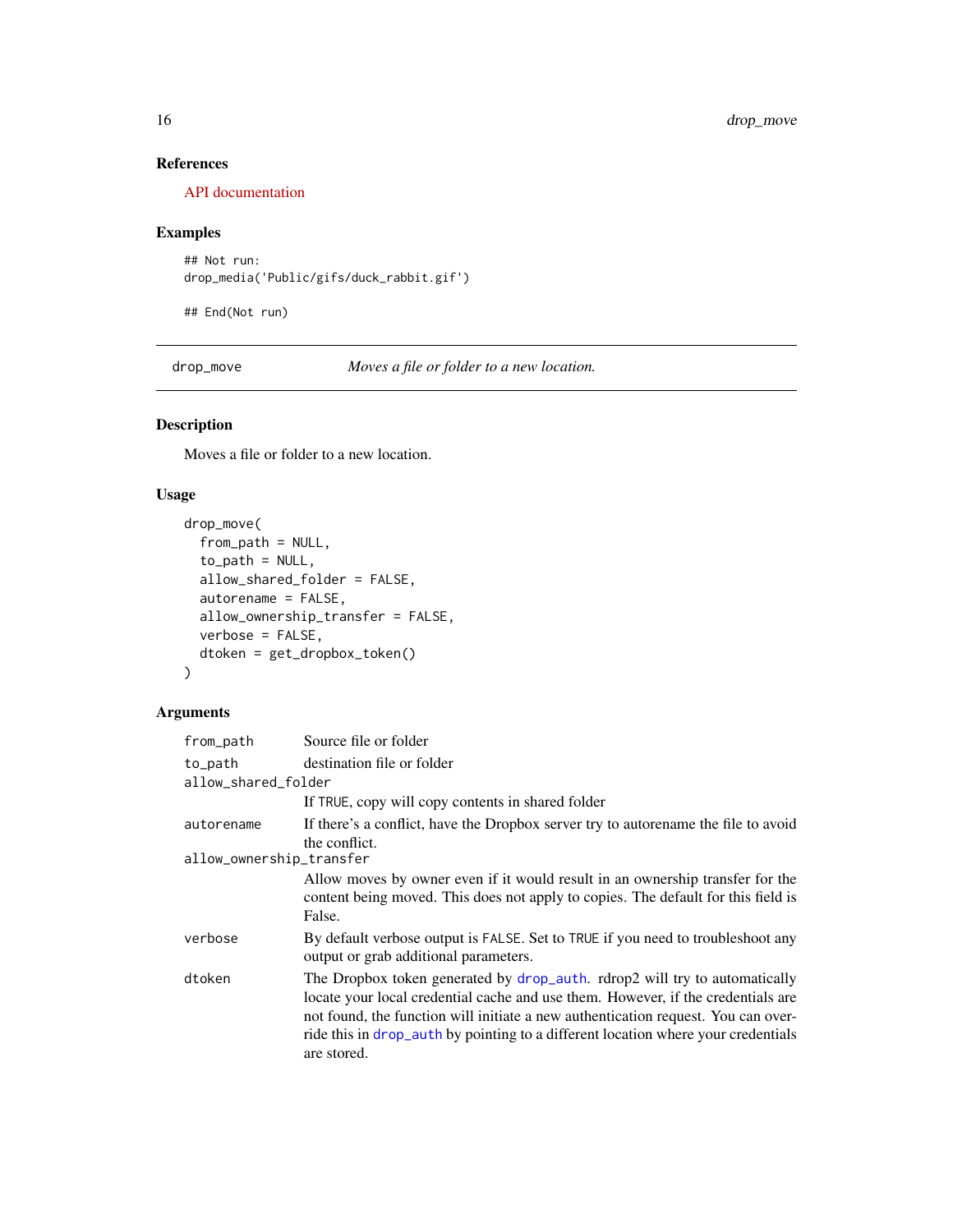### References

API documentation

### Examples

```
## Not run:
drop_media('Public/gifs/duck_rabbit.gif')

## End(Not run)
```

---

## drop_move — *Moves a file or folder to a new location.*

---

### Description

Moves a file or folder to a new location.

### Usage

```
drop_move(
  from_path = NULL,
  to_path = NULL,
  allow_shared_folder = FALSE,
  autorename = FALSE,
  allow_ownership_transfer = FALSE,
  verbose = FALSE,
  dtoken = get_dropbox_token()
)
```

### Arguments

| Argument | Description |
|---|---|
| `from_path` | Source file or folder |
| `to_path` | destination file or folder |
| `allow_shared_folder` | If `TRUE`, copy will copy contents in shared folder |
| `autorename` | If there's a conflict, have the Dropbox server try to autorename the file to avoid the conflict. |
| `allow_ownership_transfer` | Allow moves by owner even if it would result in an ownership transfer for the content being moved. This does not apply to copies. The default for this field is False. |
| `verbose` | By default verbose output is `FALSE`. Set to `TRUE` if you need to troubleshoot any output or grab additional parameters. |
| `dtoken` | The Dropbox token generated by `drop_auth`. rdrop2 will try to automatically locate your local credential cache and use them. However, if the credentials are not found, the function will initiate a new authentication request. You can override this in `drop_auth` by pointing to a different location where your credentials are stored. |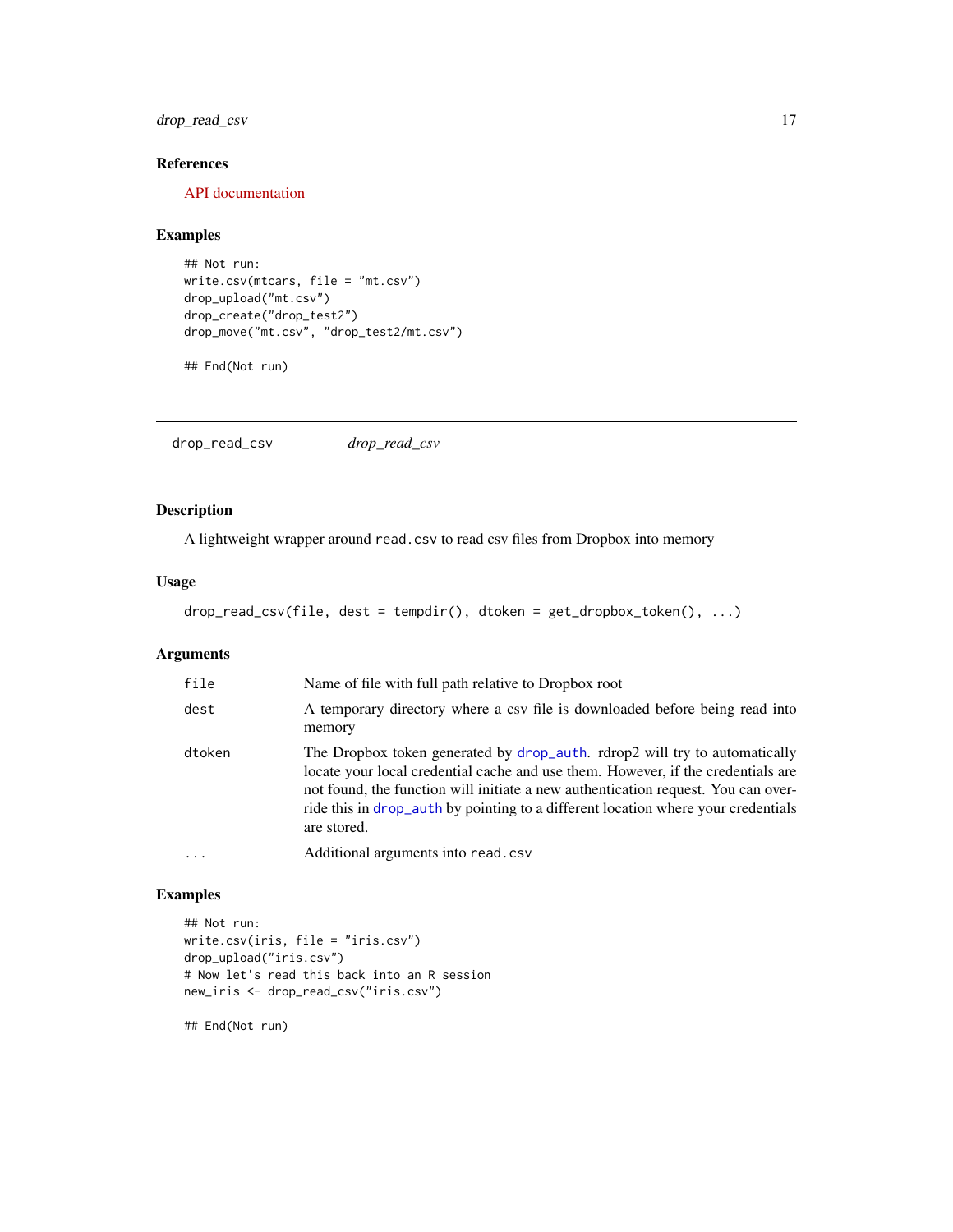### References

API documentation

### Examples

```
## Not run:
write.csv(mtcars, file = "mt.csv")
drop_upload("mt.csv")
drop_create("drop_test2")
drop_move("mt.csv", "drop_test2/mt.csv")

## End(Not run)
```

---

## drop_read_csv *drop_read_csv*

### Description

A lightweight wrapper around `read.csv` to read csv files from Dropbox into memory

### Usage

```
drop_read_csv(file, dest = tempdir(), dtoken = get_dropbox_token(), ...)
```

### Arguments

| | |
|---|---|
| `file` | Name of file with full path relative to Dropbox root |
| `dest` | A temporary directory where a csv file is downloaded before being read into memory |
| `dtoken` | The Dropbox token generated by `drop_auth`. rdrop2 will try to automatically locate your local credential cache and use them. However, if the credentials are not found, the function will initiate a new authentication request. You can override this in `drop_auth` by pointing to a different location where your credentials are stored. |
| `...` | Additional arguments into `read.csv` |

### Examples

```
## Not run:
write.csv(iris, file = "iris.csv")
drop_upload("iris.csv")
# Now let's read this back into an R session
new_iris <- drop_read_csv("iris.csv")

## End(Not run)
```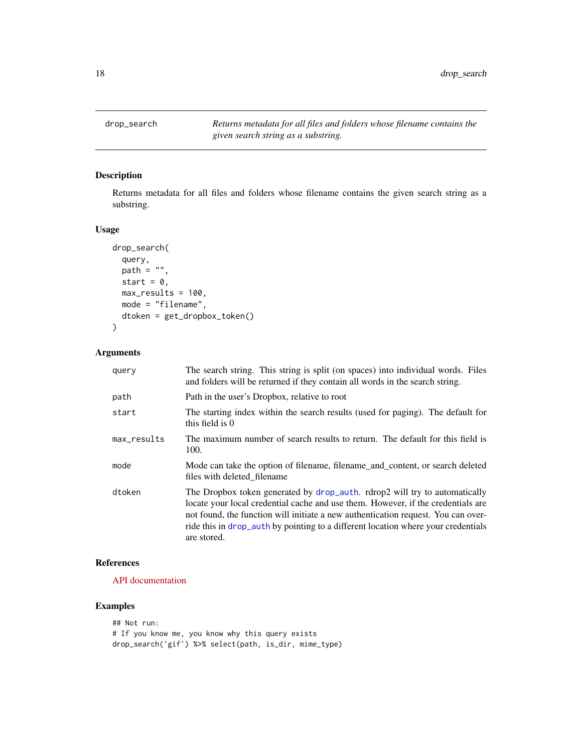## drop_search

*Returns metadata for all files and folders whose filename contains the given search string as a substring.*

### Description

Returns metadata for all files and folders whose filename contains the given search string as a substring.

### Usage

```
drop_search(
  query,
  path = "",
  start = 0,
  max_results = 100,
  mode = "filename",
  dtoken = get_dropbox_token()
)
```

### Arguments

| Argument | Description |
| --- | --- |
| query | The search string. This string is split (on spaces) into individual words. Files and folders will be returned if they contain all words in the search string. |
| path | Path in the user's Dropbox, relative to root |
| start | The starting index within the search results (used for paging). The default for this field is 0 |
| max_results | The maximum number of search results to return. The default for this field is 100. |
| mode | Mode can take the option of filename, filename_and_content, or search deleted files with deleted_filename |
| dtoken | The Dropbox token generated by drop_auth. rdrop2 will try to automatically locate your local credential cache and use them. However, if the credentials are not found, the function will initiate a new authentication request. You can override this in drop_auth by pointing to a different location where your credentials are stored. |

### References

API documentation

### Examples

```
## Not run:
# If you know me, you know why this query exists
drop_search('gif') %>% select(path, is_dir, mime_type)
```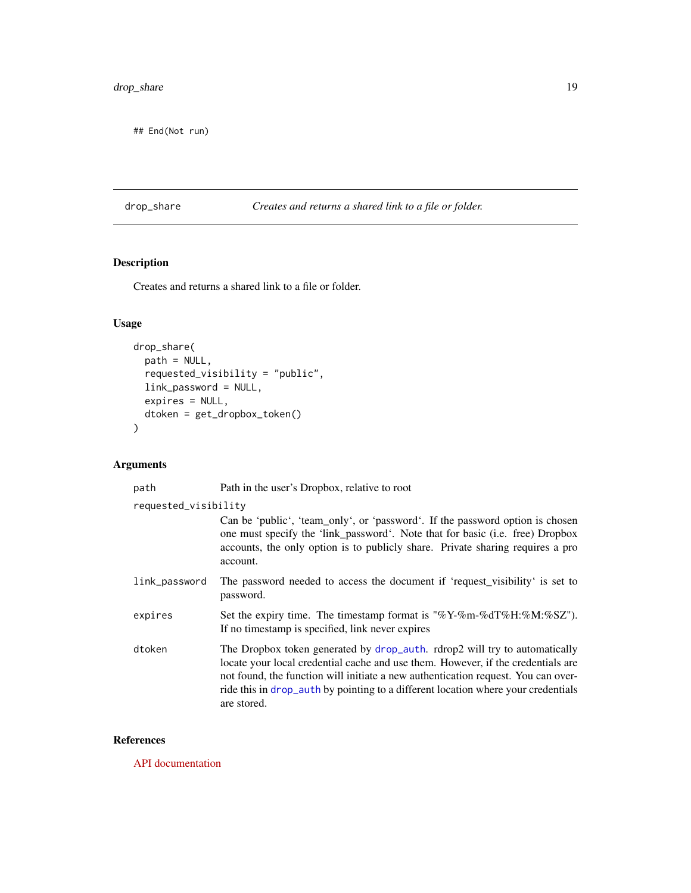```
## End(Not run)
```

## drop_share — *Creates and returns a shared link to a file or folder.*

### Description

Creates and returns a shared link to a file or folder.

### Usage

```
drop_share(
  path = NULL,
  requested_visibility = "public",
  link_password = NULL,
  expires = NULL,
  dtoken = get_dropbox_token()
)
```

### Arguments

| Argument | Description |
| --- | --- |
| path | Path in the user's Dropbox, relative to root |
| requested_visibility | Can be 'public', 'team_only', or 'password'. If the password option is chosen one must specify the 'link_password'. Note that for basic (i.e. free) Dropbox accounts, the only option is to publicly share. Private sharing requires a pro account. |
| link_password | The password needed to access the document if 'request_visibility' is set to password. |
| expires | Set the expiry time. The timestamp format is "%Y-%m-%dT%H:%M:%SZ"). If no timestamp is specified, link never expires |
| dtoken | The Dropbox token generated by drop_auth. rdrop2 will try to automatically locate your local credential cache and use them. However, if the credentials are not found, the function will initiate a new authentication request. You can override this in drop_auth by pointing to a different location where your credentials are stored. |

### References

API documentation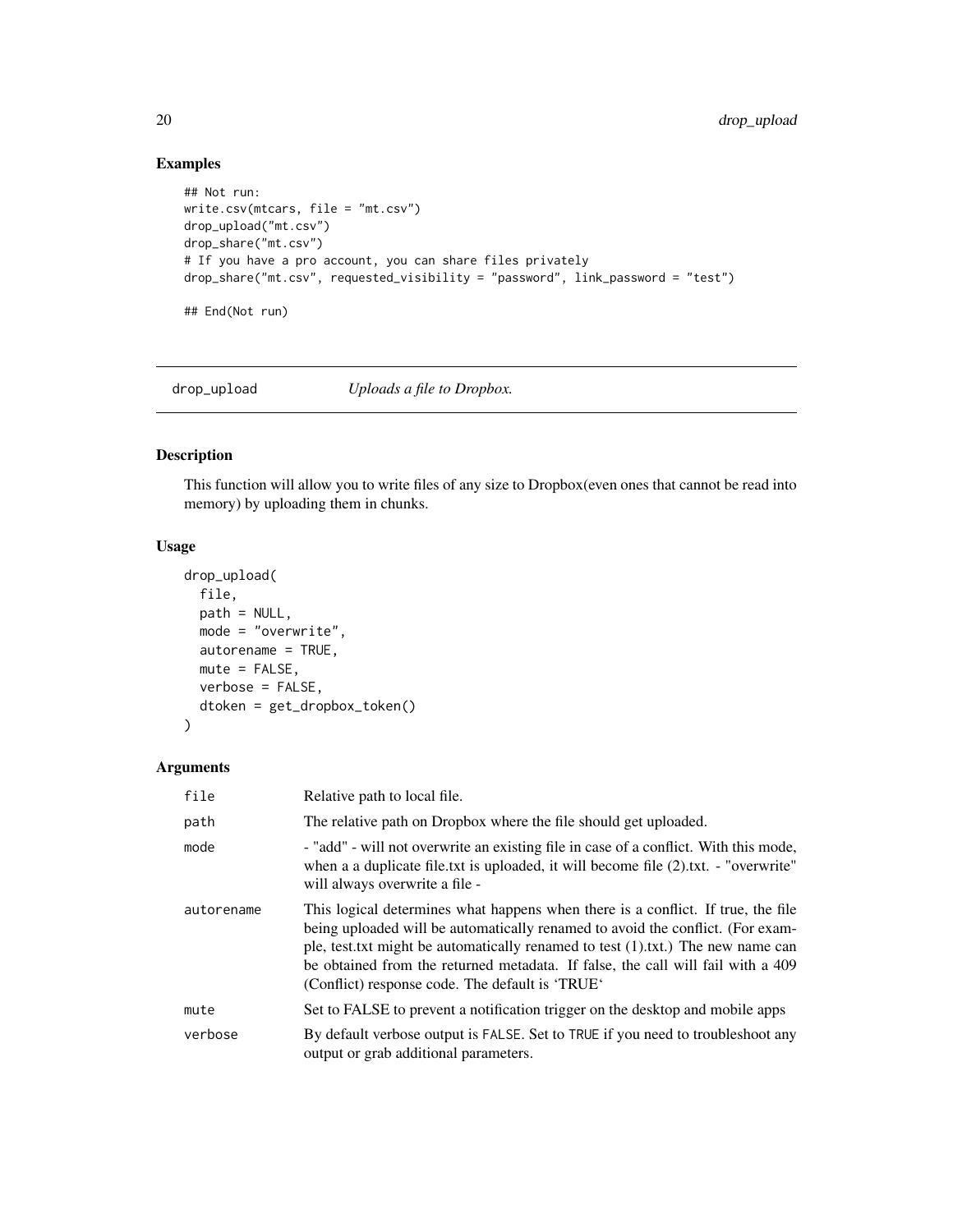### Examples

```
## Not run:
write.csv(mtcars, file = "mt.csv")
drop_upload("mt.csv")
drop_share("mt.csv")
# If you have a pro account, you can share files privately
drop_share("mt.csv", requested_visibility = "password", link_password = "test")

## End(Not run)
```

---

## drop_upload *Uploads a file to Dropbox.*

---

### Description

This function will allow you to write files of any size to Dropbox(even ones that cannot be read into memory) by uploading them in chunks.

### Usage

```
drop_upload(
  file,
  path = NULL,
  mode = "overwrite",
  autorename = TRUE,
  mute = FALSE,
  verbose = FALSE,
  dtoken = get_dropbox_token()
)
```

### Arguments

| | |
|---|---|
| `file` | Relative path to local file. |
| `path` | The relative path on Dropbox where the file should get uploaded. |
| `mode` | - "add" - will not overwrite an existing file in case of a conflict. With this mode, when a a duplicate file.txt is uploaded, it will become file (2).txt. - "overwrite" will always overwrite a file - |
| `autorename` | This logical determines what happens when there is a conflict. If true, the file being uploaded will be automatically renamed to avoid the conflict. (For example, test.txt might be automatically renamed to test (1).txt.) The new name can be obtained from the returned metadata. If false, the call will fail with a 409 (Conflict) response code. The default is 'TRUE' |
| `mute` | Set to FALSE to prevent a notification trigger on the desktop and mobile apps |
| `verbose` | By default verbose output is `FALSE`. Set to `TRUE` if you need to troubleshoot any output or grab additional parameters. |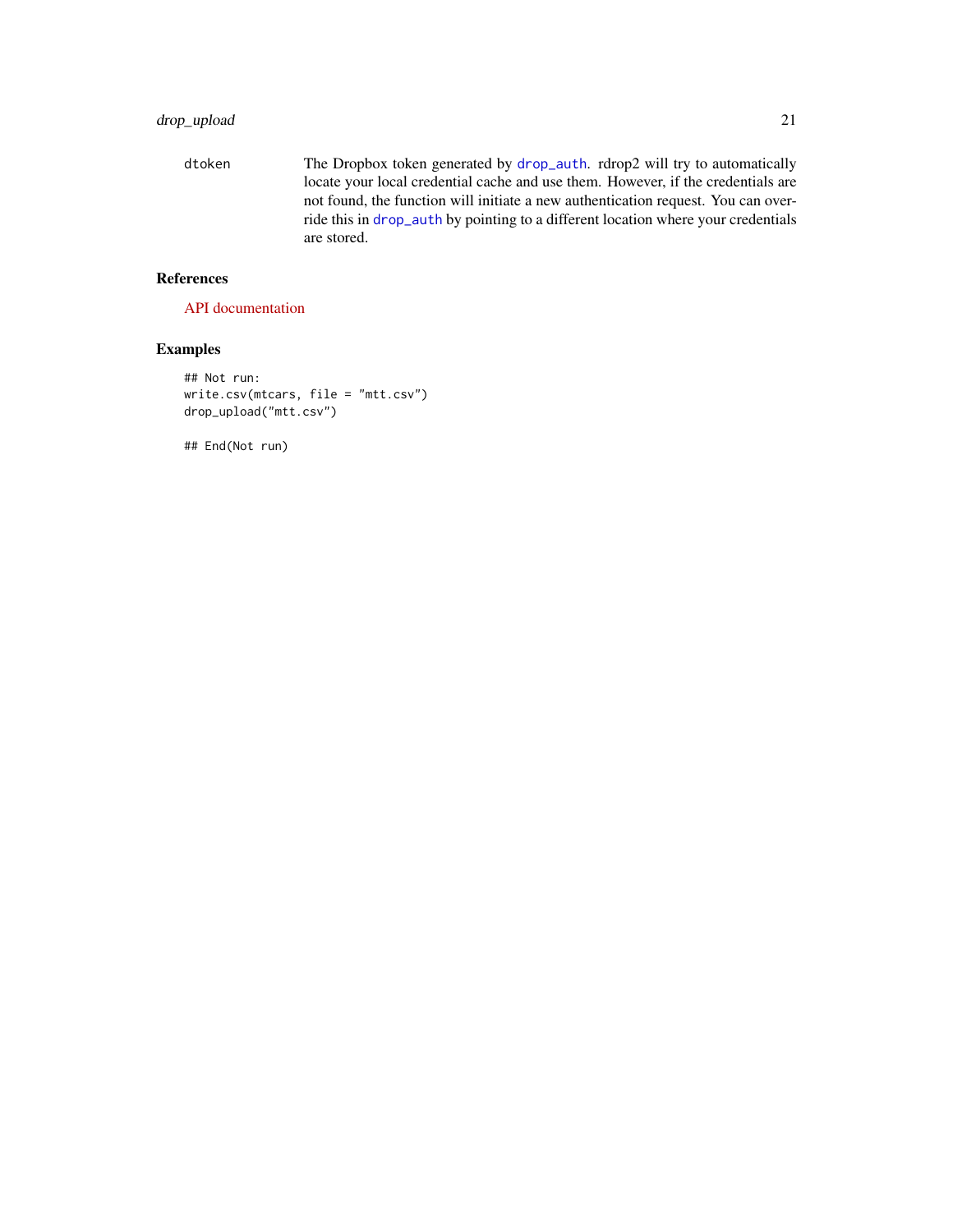dtoken The Dropbox token generated by drop_auth. rdrop2 will try to automatically locate your local credential cache and use them. However, if the credentials are not found, the function will initiate a new authentication request. You can override this in drop_auth by pointing to a different location where your credentials are stored.

## References

API documentation

## Examples

```
## Not run:
write.csv(mtcars, file = "mtt.csv")
drop_upload("mtt.csv")

## End(Not run)
```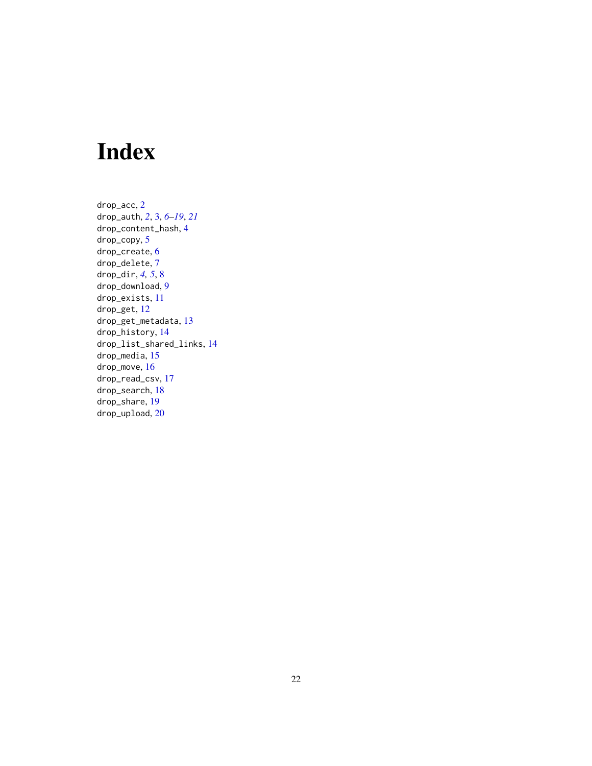# Index

drop_acc, 2
drop_auth, *2*, 3, *6–19*, *21*
drop_content_hash, 4
drop_copy, 5
drop_create, 6
drop_delete, 7
drop_dir, *4, 5*, 8
drop_download, 9
drop_exists, 11
drop_get, 12
drop_get_metadata, 13
drop_history, 14
drop_list_shared_links, 14
drop_media, 15
drop_move, 16
drop_read_csv, 17
drop_search, 18
drop_share, 19
drop_upload, 20